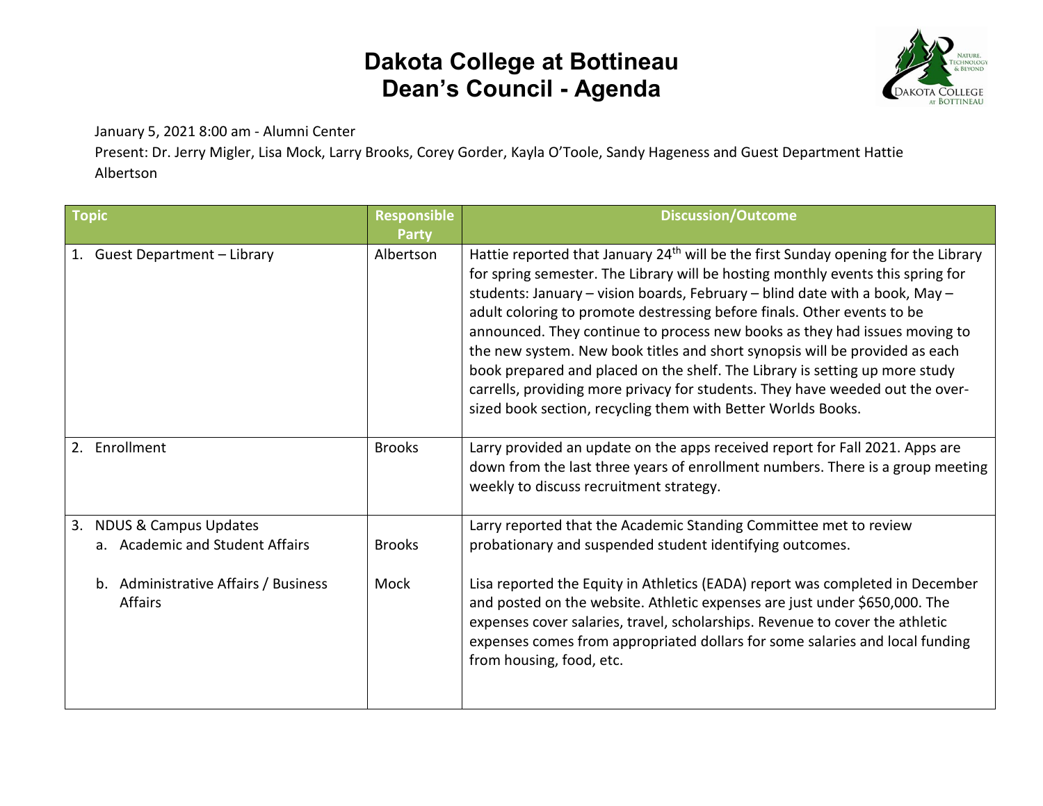# Dakota College at Bottineau
# Dean's Council - Agenda

January 5, 2021 8:00 am - Alumni Center

Present: Dr. Jerry Migler, Lisa Mock, Larry Brooks, Corey Gorder, Kayla O'Toole, Sandy Hageness and Guest Department Hattie Albertson

| Topic | Responsible Party | Discussion/Outcome |
|---|---|---|
| 1. Guest Department – Library | Albertson | Hattie reported that January 24th will be the first Sunday opening for the Library for spring semester. The Library will be hosting monthly events this spring for students: January – vision boards, February – blind date with a book, May – adult coloring to promote destressing before finals. Other events to be announced. They continue to process new books as they had issues moving to the new system. New book titles and short synopsis will be provided as each book prepared and placed on the shelf. The Library is setting up more study carrells, providing more privacy for students. They have weeded out the over-sized book section, recycling them with Better Worlds Books. |
| 2. Enrollment | Brooks | Larry provided an update on the apps received report for Fall 2021. Apps are down from the last three years of enrollment numbers. There is a group meeting weekly to discuss recruitment strategy. |
| 3. NDUS & Campus Updates<br>a. Academic and Student Affairs | Brooks | Larry reported that the Academic Standing Committee met to review probationary and suspended student identifying outcomes. |
| b. Administrative Affairs / Business Affairs | Mock | Lisa reported the Equity in Athletics (EADA) report was completed in December and posted on the website. Athletic expenses are just under $650,000. The expenses cover salaries, travel, scholarships. Revenue to cover the athletic expenses comes from appropriated dollars for some salaries and local funding from housing, food, etc. |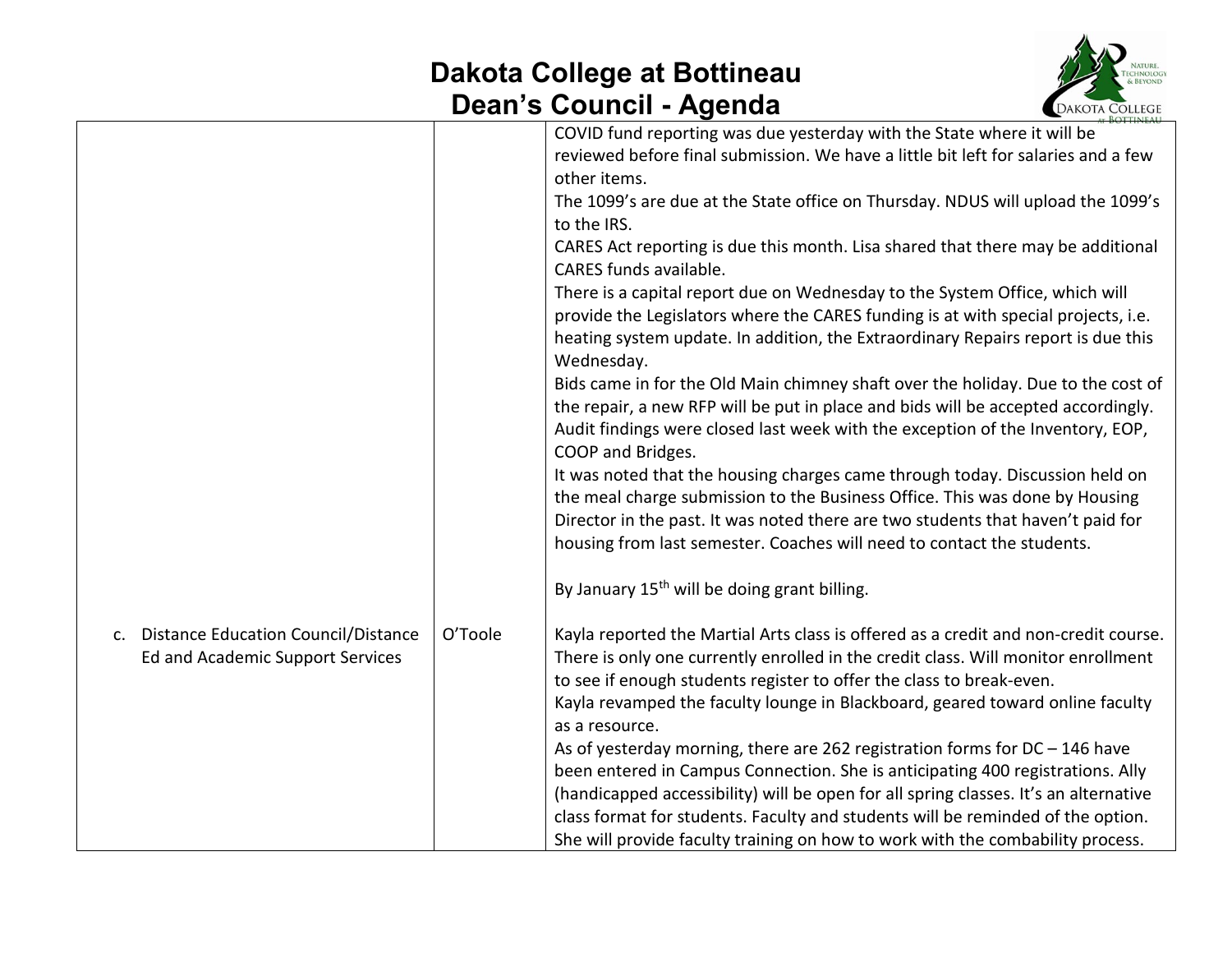| | | |
|---|---|---|
| | | COVID fund reporting was due yesterday with the State where it will be reviewed before final submission. We have a little bit left for salaries and a few other items.<br>The 1099's are due at the State office on Thursday. NDUS will upload the 1099's to the IRS.<br>CARES Act reporting is due this month. Lisa shared that there may be additional CARES funds available.<br>There is a capital report due on Wednesday to the System Office, which will provide the Legislators where the CARES funding is at with special projects, i.e. heating system update. In addition, the Extraordinary Repairs report is due this Wednesday.<br>Bids came in for the Old Main chimney shaft over the holiday. Due to the cost of the repair, a new RFP will be put in place and bids will be accepted accordingly.<br>Audit findings were closed last week with the exception of the Inventory, EOP, COOP and Bridges.<br>It was noted that the housing charges came through today. Discussion held on the meal charge submission to the Business Office. This was done by Housing Director in the past. It was noted there are two students that haven't paid for housing from last semester. Coaches will need to contact the students.<br><br>By January 15th will be doing grant billing. |
| c. Distance Education Council/Distance Ed and Academic Support Services | O'Toole | Kayla reported the Martial Arts class is offered as a credit and non-credit course. There is only one currently enrolled in the credit class. Will monitor enrollment to see if enough students register to offer the class to break-even.<br>Kayla revamped the faculty lounge in Blackboard, geared toward online faculty as a resource.<br>As of yesterday morning, there are 262 registration forms for DC – 146 have been entered in Campus Connection. She is anticipating 400 registrations. Ally (handicapped accessibility) will be open for all spring classes. It's an alternative class format for students. Faculty and students will be reminded of the option. She will provide faculty training on how to work with the combability process. |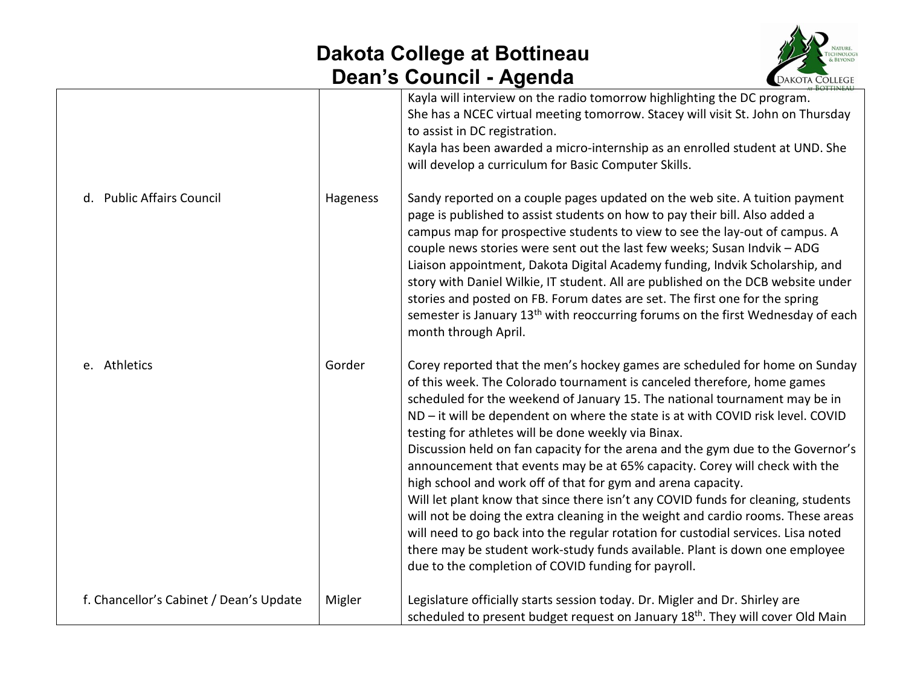# Dakota College at Bottineau
## Dean's Council - Agenda

| | | |
|---|---|---|
| | | Kayla will interview on the radio tomorrow highlighting the DC program. She has a NCEC virtual meeting tomorrow. Stacey will visit St. John on Thursday to assist in DC registration. Kayla has been awarded a micro-internship as an enrolled student at UND. She will develop a curriculum for Basic Computer Skills. |
| d. Public Affairs Council | Hageness | Sandy reported on a couple pages updated on the web site. A tuition payment page is published to assist students on how to pay their bill. Also added a campus map for prospective students to view to see the lay-out of campus. A couple news stories were sent out the last few weeks; Susan Indvik – ADG Liaison appointment, Dakota Digital Academy funding, Indvik Scholarship, and story with Daniel Wilkie, IT student. All are published on the DCB website under stories and posted on FB. Forum dates are set. The first one for the spring semester is January 13th with reoccurring forums on the first Wednesday of each month through April. |
| e. Athletics | Gorder | Corey reported that the men's hockey games are scheduled for home on Sunday of this week. The Colorado tournament is canceled therefore, home games scheduled for the weekend of January 15. The national tournament may be in ND – it will be dependent on where the state is at with COVID risk level. COVID testing for athletes will be done weekly via Binax. Discussion held on fan capacity for the arena and the gym due to the Governor's announcement that events may be at 65% capacity. Corey will check with the high school and work off of that for gym and arena capacity. Will let plant know that since there isn't any COVID funds for cleaning, students will not be doing the extra cleaning in the weight and cardio rooms. These areas will need to go back into the regular rotation for custodial services. Lisa noted there may be student work-study funds available. Plant is down one employee due to the completion of COVID funding for payroll. |
| f. Chancellor's Cabinet / Dean's Update | Migler | Legislature officially starts session today. Dr. Migler and Dr. Shirley are scheduled to present budget request on January 18th. They will cover Old Main |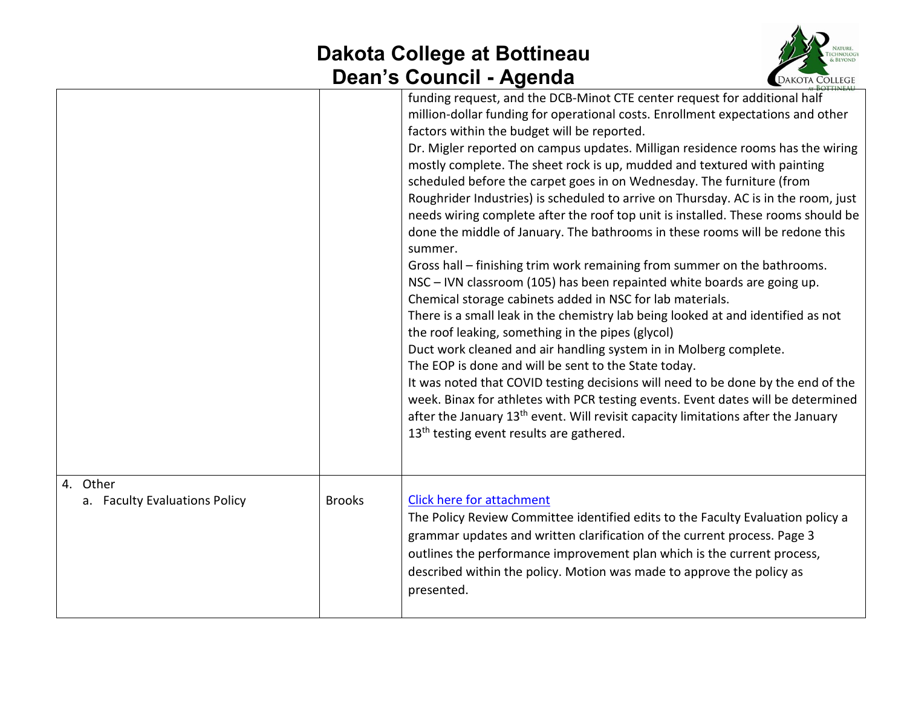| | | |
|---|---|---|
| | | funding request, and the DCB-Minot CTE center request for additional half million-dollar funding for operational costs. Enrollment expectations and other factors within the budget will be reported.<br>Dr. Migler reported on campus updates. Milligan residence rooms has the wiring mostly complete. The sheet rock is up, mudded and textured with painting scheduled before the carpet goes in on Wednesday. The furniture (from Roughrider Industries) is scheduled to arrive on Thursday. AC is in the room, just needs wiring complete after the roof top unit is installed. These rooms should be done the middle of January. The bathrooms in these rooms will be redone this summer.<br>Gross hall – finishing trim work remaining from summer on the bathrooms.<br>NSC – IVN classroom (105) has been repainted white boards are going up.<br>Chemical storage cabinets added in NSC for lab materials.<br>There is a small leak in the chemistry lab being looked at and identified as not the roof leaking, something in the pipes (glycol)<br>Duct work cleaned and air handling system in in Molberg complete.<br>The EOP is done and will be sent to the State today.<br>It was noted that COVID testing decisions will need to be done by the end of the week. Binax for athletes with PCR testing events. Event dates will be determined after the January 13th event. Will revisit capacity limitations after the January 13th testing event results are gathered. |
| 4. Other<br>a. Faculty Evaluations Policy | Brooks | Click here for attachment<br>The Policy Review Committee identified edits to the Faculty Evaluation policy a grammar updates and written clarification of the current process. Page 3 outlines the performance improvement plan which is the current process, described within the policy. Motion was made to approve the policy as presented. |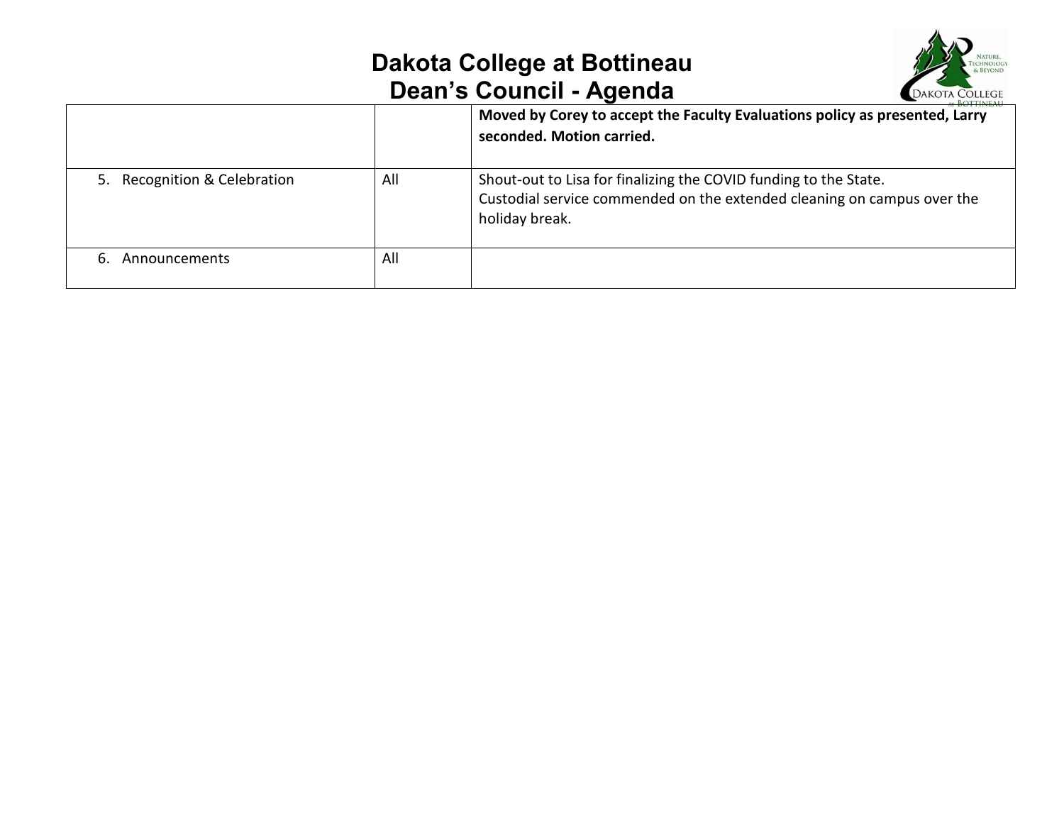# Dakota College at Bottineau
# Dean's Council - Agenda

| | | |
|---|---|---|
| | | **Moved by Corey to accept the Faculty Evaluations policy as presented, Larry seconded. Motion carried.** |
| 5. Recognition & Celebration | All | Shout-out to Lisa for finalizing the COVID funding to the State.<br>Custodial service commended on the extended cleaning on campus over the holiday break. |
| 6. Announcements | All | |